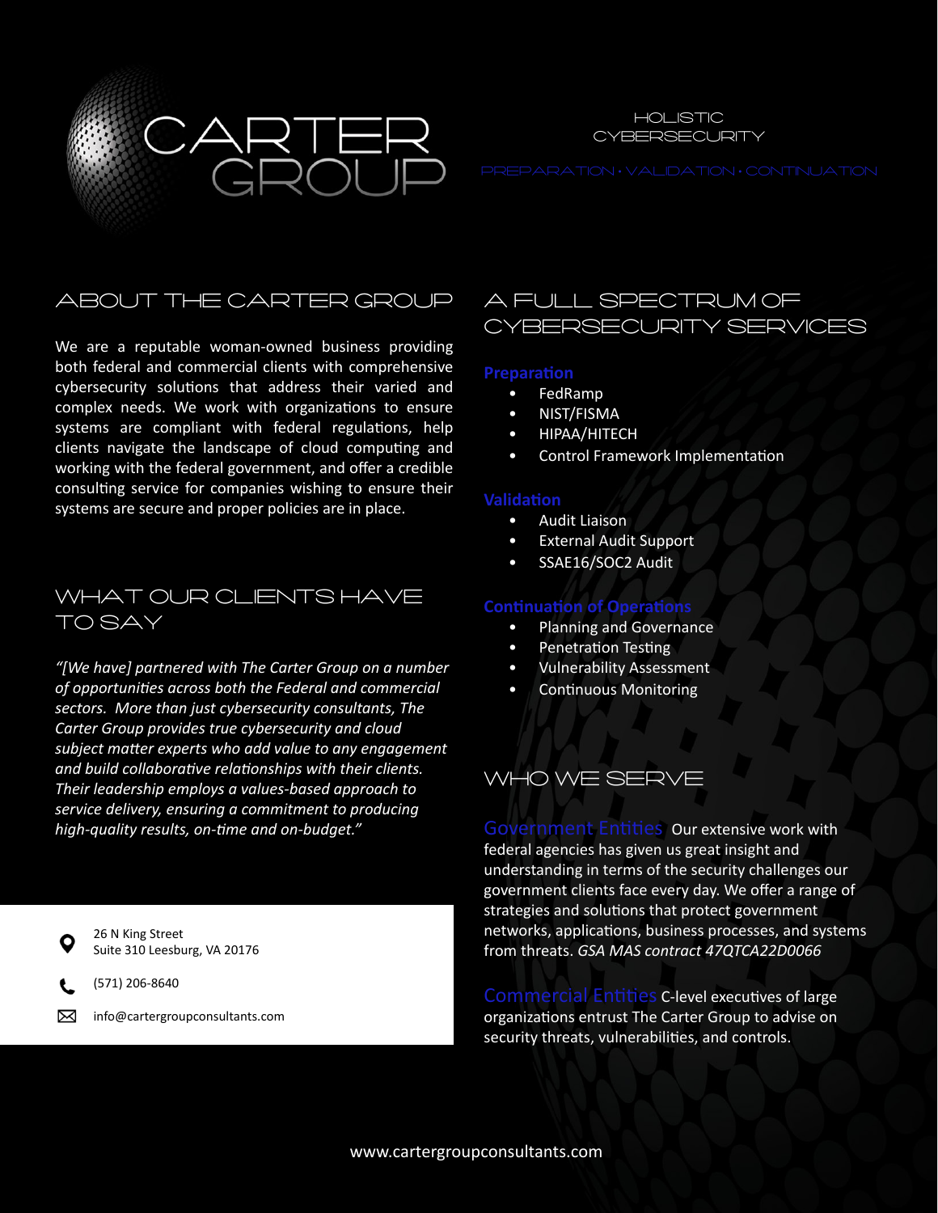# CARTER GROUP

HOLISTIC CYBERSECURITY

PREPARATION • VALIDATION • CONTINUATION

## ABOUT THE CARTER GROUP

We are a reputable woman-owned business providing both federal and commercial clients with comprehensive cybersecurity solutions that address their varied and complex needs. We work with organizations to ensure systems are compliant with federal regulations, help clients navigate the landscape of cloud computing and working with the federal government, and offer a credible consulting service for companies wishing to ensure their systems are secure and proper policies are in place.

## WHAT OUR CLIENTS HAVE TO SAY

*"[We have] partnered with The Carter Group on a number of opportunities across both the Federal and commercial sectors. More than just cybersecurity consultants, The Carter Group provides true cybersecurity and cloud subject matter experts who add value to any engagement and build collaborative relationships with their clients. Their leadership employs a values-based approach to service delivery, ensuring a commitment to producing high-quality results, on-time and on-budget."*

26 N King Street
Suite 310 Leesburg, VA 20176

(571) 206-8640

info@cartergroupconsultants.com

## A FULL SPECTRUM OF CYBERSECURITY SERVICES

**Preparation**

- FedRamp
- NIST/FISMA
- HIPAA/HITECH
- Control Framework Implementation

**Validation**

- Audit Liaison
- External Audit Support
- SSAE16/SOC2 Audit

**Continuation of Operations**

- Planning and Governance
- Penetration Testing
- Vulnerability Assessment
- Continuous Monitoring

## WHO WE SERVE

**Government Entities** Our extensive work with federal agencies has given us great insight and understanding in terms of the security challenges our government clients face every day. We offer a range of strategies and solutions that protect government networks, applications, business processes, and systems from threats. *GSA MAS contract 47QTCA22D0066*

**Commercial Entities** C-level executives of large organizations entrust The Carter Group to advise on security threats, vulnerabilities, and controls.

www.cartergroupconsultants.com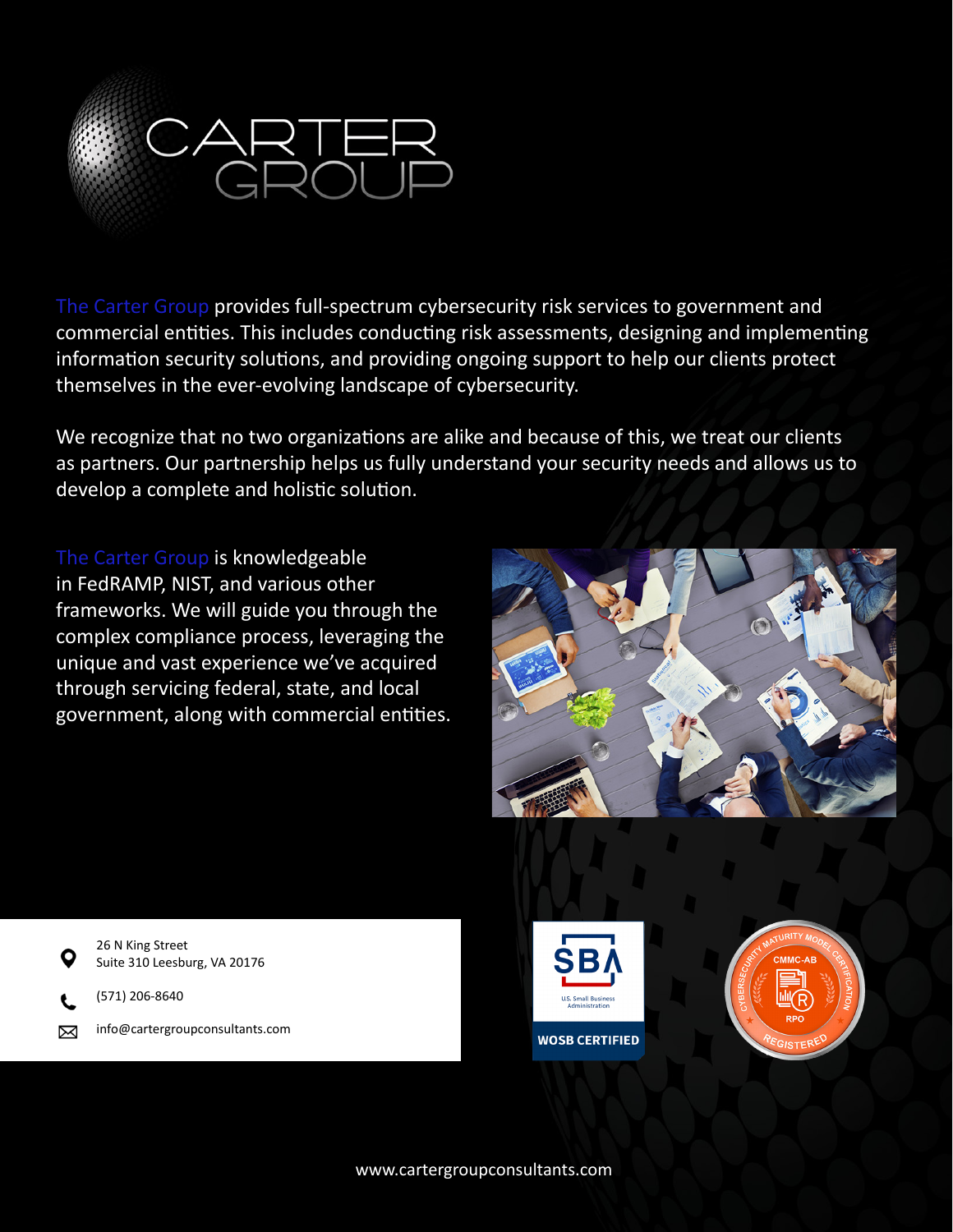# CARTER GROUP

The Carter Group provides full-spectrum cybersecurity risk services to government and commercial entities. This includes conducting risk assessments, designing and implementing information security solutions, and providing ongoing support to help our clients protect themselves in the ever-evolving landscape of cybersecurity.

We recognize that no two organizations are alike and because of this, we treat our clients as partners. Our partnership helps us fully understand your security needs and allows us to develop a complete and holistic solution.

The Carter Group is knowledgeable in FedRAMP, NIST, and various other frameworks. We will guide you through the complex compliance process, leveraging the unique and vast experience we've acquired through servicing federal, state, and local government, along with commercial entities.

26 N King Street
Suite 310 Leesburg, VA 20176

(571) 206-8640

info@cartergroupconsultants.com

SBA U.S. Small Business Administration WOSB CERTIFIED

CYBERSECURITY MATURITY MODEL CERTIFICATION CMMC-AB RPO REGISTERED

www.cartergroupconsultants.com